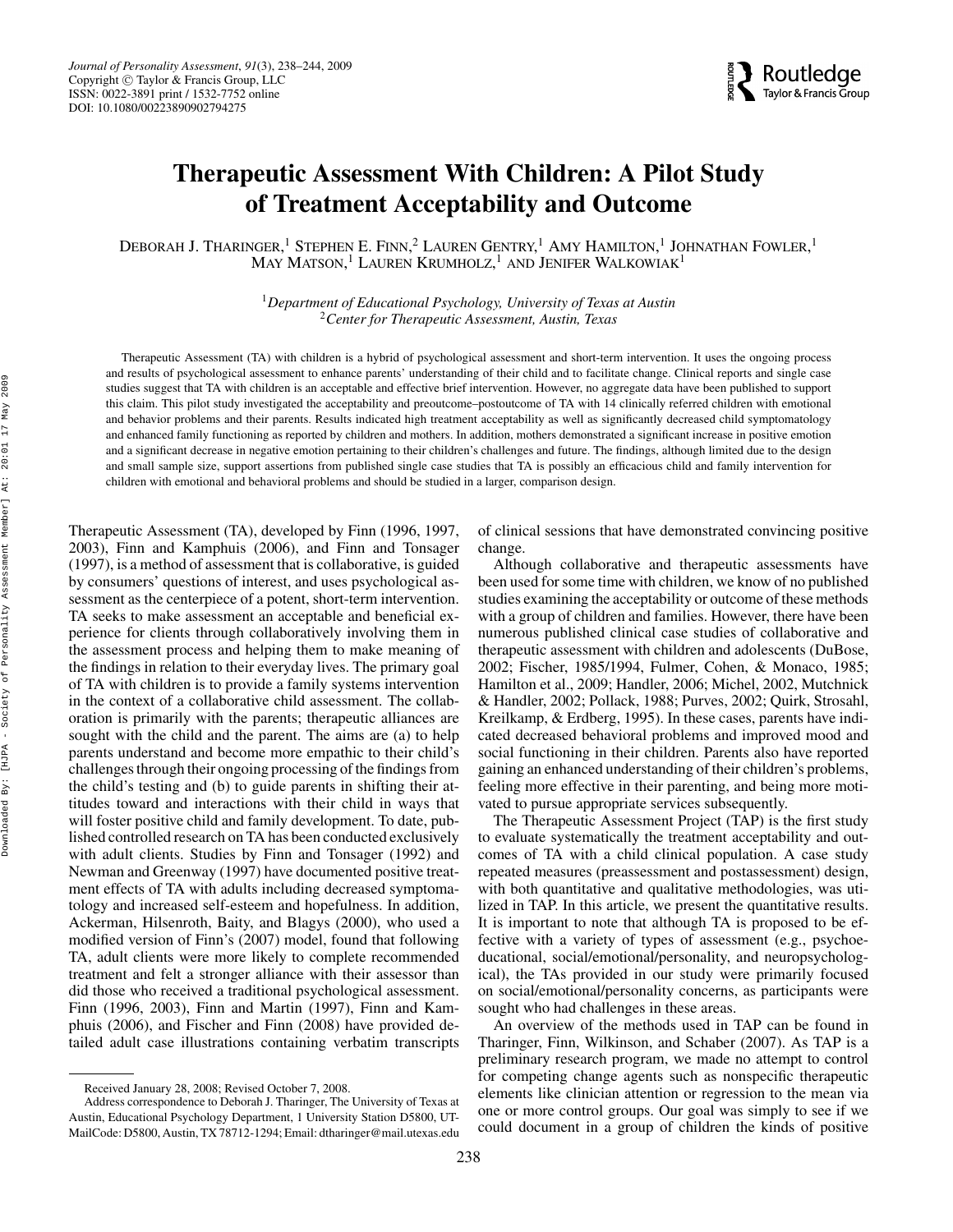# Therapeutic Assessment With Children: A Pilot Study of Treatment Acceptability and Outcome

Deborah J. Tharinger,[1] Stephen E. Finn,[2] Lauren Gentry,[1] Amy Hamilton,[1] Johnathan Fowler,[1] May Matson,[1] Lauren Krumholz,[1] and Jenifer Walkowiak[1]

[1]*Department of Educational Psychology, University of Texas at Austin*
[2]*Center for Therapeutic Assessment, Austin, Texas*

Therapeutic Assessment (TA) with children is a hybrid of psychological assessment and short-term intervention. It uses the ongoing process and results of psychological assessment to enhance parents' understanding of their child and to facilitate change. Clinical reports and single case studies suggest that TA with children is an acceptable and effective brief intervention. However, no aggregate data have been published to support this claim. This pilot study investigated the acceptability and preoutcome–postoutcome of TA with 14 clinically referred children with emotional and behavior problems and their parents. Results indicated high treatment acceptability as well as significantly decreased child symptomatology and enhanced family functioning as reported by children and mothers. In addition, mothers demonstrated a significant increase in positive emotion and a significant decrease in negative emotion pertaining to their children's challenges and future. The findings, although limited due to the design and small sample size, support assertions from published single case studies that TA is possibly an efficacious child and family intervention for children with emotional and behavioral problems and should be studied in a larger, comparison design.

Therapeutic Assessment (TA), developed by Finn (1996, 1997, 2003), Finn and Kamphuis (2006), and Finn and Tonsager (1997), is a method of assessment that is collaborative, is guided by consumers' questions of interest, and uses psychological assessment as the centerpiece of a potent, short-term intervention. TA seeks to make assessment an acceptable and beneficial experience for clients through collaboratively involving them in the assessment process and helping them to make meaning of the findings in relation to their everyday lives. The primary goal of TA with children is to provide a family systems intervention in the context of a collaborative child assessment. The collaboration is primarily with the parents; therapeutic alliances are sought with the child and the parent. The aims are (a) to help parents understand and become more empathic to their child's challenges through their ongoing processing of the findings from the child's testing and (b) to guide parents in shifting their attitudes toward and interactions with their child in ways that will foster positive child and family development. To date, published controlled research on TA has been conducted exclusively with adult clients. Studies by Finn and Tonsager (1992) and Newman and Greenway (1997) have documented positive treatment effects of TA with adults including decreased symptomatology and increased self-esteem and hopefulness. In addition, Ackerman, Hilsenroth, Baity, and Blagys (2000), who used a modified version of Finn's (2007) model, found that following TA, adult clients were more likely to complete recommended treatment and felt a stronger alliance with their assessor than did those who received a traditional psychological assessment. Finn (1996, 2003), Finn and Martin (1997), Finn and Kamphuis (2006), and Fischer and Finn (2008) have provided detailed adult case illustrations containing verbatim transcripts of clinical sessions that have demonstrated convincing positive change.

Although collaborative and therapeutic assessments have been used for some time with children, we know of no published studies examining the acceptability or outcome of these methods with a group of children and families. However, there have been numerous published clinical case studies of collaborative and therapeutic assessment with children and adolescents (DuBose, 2002; Fischer, 1985/1994, Fulmer, Cohen, & Monaco, 1985; Hamilton et al., 2009; Handler, 2006; Michel, 2002, Mutchnick & Handler, 2002; Pollack, 1988; Purves, 2002; Quirk, Strosahl, Kreilkamp, & Erdberg, 1995). In these cases, parents have indicated decreased behavioral problems and improved mood and social functioning in their children. Parents also have reported gaining an enhanced understanding of their children's problems, feeling more effective in their parenting, and being more motivated to pursue appropriate services subsequently.

The Therapeutic Assessment Project (TAP) is the first study to evaluate systematically the treatment acceptability and outcomes of TA with a child clinical population. A case study repeated measures (preassessment and postassessment) design, with both quantitative and qualitative methodologies, was utilized in TAP. In this article, we present the quantitative results. It is important to note that although TA is proposed to be effective with a variety of types of assessment (e.g., psychoeducational, social/emotional/personality, and neuropsychological), the TAs provided in our study were primarily focused on social/emotional/personality concerns, as participants were sought who had challenges in these areas.

An overview of the methods used in TAP can be found in Tharinger, Finn, Wilkinson, and Schaber (2007). As TAP is a preliminary research program, we made no attempt to control for competing change agents such as nonspecific therapeutic elements like clinician attention or regression to the mean via one or more control groups. Our goal was simply to see if we could document in a group of children the kinds of positive

Received January 28, 2008; Revised October 7, 2008.

Address correspondence to Deborah J. Tharinger, The University of Texas at Austin, Educational Psychology Department, 1 University Station D5800, UT-MailCode: D5800, Austin, TX 78712-1294; Email: dtharinger@mail.utexas.edu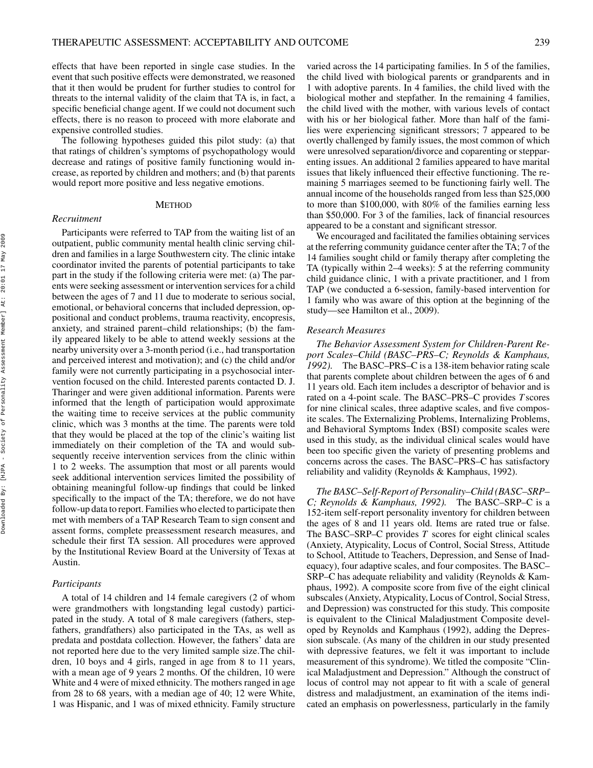effects that have been reported in single case studies. In the event that such positive effects were demonstrated, we reasoned that it then would be prudent for further studies to control for threats to the internal validity of the claim that TA is, in fact, a specific beneficial change agent. If we could not document such effects, there is no reason to proceed with more elaborate and expensive controlled studies.

The following hypotheses guided this pilot study: (a) that that ratings of children's symptoms of psychopathology would decrease and ratings of positive family functioning would increase, as reported by children and mothers; and (b) that parents would report more positive and less negative emotions.

## METHOD

### *Recruitment*

Participants were referred to TAP from the waiting list of an outpatient, public community mental health clinic serving children and families in a large Southwestern city. The clinic intake coordinator invited the parents of potential participants to take part in the study if the following criteria were met: (a) The parents were seeking assessment or intervention services for a child between the ages of 7 and 11 due to moderate to serious social, emotional, or behavioral concerns that included depression, oppositional and conduct problems, trauma reactivity, encopresis, anxiety, and strained parent–child relationships; (b) the family appeared likely to be able to attend weekly sessions at the nearby university over a 3-month period (i.e., had transportation and perceived interest and motivation); and (c) the child and/or family were not currently participating in a psychosocial intervention focused on the child. Interested parents contacted D. J. Tharinger and were given additional information. Parents were informed that the length of participation would approximate the waiting time to receive services at the public community clinic, which was 3 months at the time. The parents were told that they would be placed at the top of the clinic's waiting list immediately on their completion of the TA and would subsequently receive intervention services from the clinic within 1 to 2 weeks. The assumption that most or all parents would seek additional intervention services limited the possibility of obtaining meaningful follow-up findings that could be linked specifically to the impact of the TA; therefore, we do not have follow-up data to report. Families who elected to participate then met with members of a TAP Research Team to sign consent and assent forms, complete preassessment research measures, and schedule their first TA session. All procedures were approved by the Institutional Review Board at the University of Texas at Austin.

### *Participants*

A total of 14 children and 14 female caregivers (2 of whom were grandmothers with longstanding legal custody) participated in the study. A total of 8 male caregivers (fathers, stepfathers, grandfathers) also participated in the TAs, as well as predata and postdata collection. However, the fathers' data are not reported here due to the very limited sample size. The children, 10 boys and 4 girls, ranged in age from 8 to 11 years, with a mean age of 9 years 2 months. Of the children, 10 were White and 4 were of mixed ethnicity. The mothers ranged in age from 28 to 68 years, with a median age of 40; 12 were White, 1 was Hispanic, and 1 was of mixed ethnicity. Family structure varied across the 14 participating families. In 5 of the families, the child lived with biological parents or grandparents and in 1 with adoptive parents. In 4 families, the child lived with the biological mother and stepfather. In the remaining 4 families, the child lived with the mother, with various levels of contact with his or her biological father. More than half of the families were experiencing significant stressors; 7 appeared to be overtly challenged by family issues, the most common of which were unresolved separation/divorce and coparenting or stepparenting issues. An additional 2 families appeared to have marital issues that likely influenced their effective functioning. The remaining 5 marriages seemed to be functioning fairly well. The annual income of the households ranged from less than \$25,000 to more than \$100,000, with 80% of the families earning less than \$50,000. For 3 of the families, lack of financial resources appeared to be a constant and significant stressor.

We encouraged and facilitated the families obtaining services at the referring community guidance center after the TA; 7 of the 14 families sought child or family therapy after completing the TA (typically within 2–4 weeks): 5 at the referring community child guidance clinic, 1 with a private practitioner, and 1 from TAP (we conducted a 6-session, family-based intervention for 1 family who was aware of this option at the beginning of the study—see Hamilton et al., 2009).

### *Research Measures*

*The Behavior Assessment System for Children-Parent Report Scales–Child (BASC–PRS–C; Reynolds & Kamphaus, 1992).* The BASC–PRS–C is a 138-item behavior rating scale that parents complete about children between the ages of 6 and 11 years old. Each item includes a descriptor of behavior and is rated on a 4-point scale. The BASC–PRS–C provides *T* scores for nine clinical scales, three adaptive scales, and five composite scales. The Externalizing Problems, Internalizing Problems, and Behavioral Symptoms Index (BSI) composite scales were used in this study, as the individual clinical scales would have been too specific given the variety of presenting problems and concerns across the cases. The BASC–PRS–C has satisfactory reliability and validity (Reynolds & Kamphaus, 1992).

*The BASC–Self-Report of Personality–Child (BASC–SRP–C; Reynolds & Kamphaus, 1992).* The BASC–SRP–C is a 152-item self-report personality inventory for children between the ages of 8 and 11 years old. Items are rated true or false. The BASC–SRP–C provides *T* scores for eight clinical scales (Anxiety, Atypicality, Locus of Control, Social Stress, Attitude to School, Attitude to Teachers, Depression, and Sense of Inadequacy), four adaptive scales, and four composites. The BASC–SRP–C has adequate reliability and validity (Reynolds & Kamphaus, 1992). A composite score from five of the eight clinical subscales (Anxiety, Atypicality, Locus of Control, Social Stress, and Depression) was constructed for this study. This composite is equivalent to the Clinical Maladjustment Composite developed by Reynolds and Kamphaus (1992), adding the Depression subscale. (As many of the children in our study presented with depressive features, we felt it was important to include measurement of this syndrome). We titled the composite "Clinical Maladjustment and Depression." Although the construct of locus of control may not appear to fit with a scale of general distress and maladjustment, an examination of the items indicated an emphasis on powerlessness, particularly in the family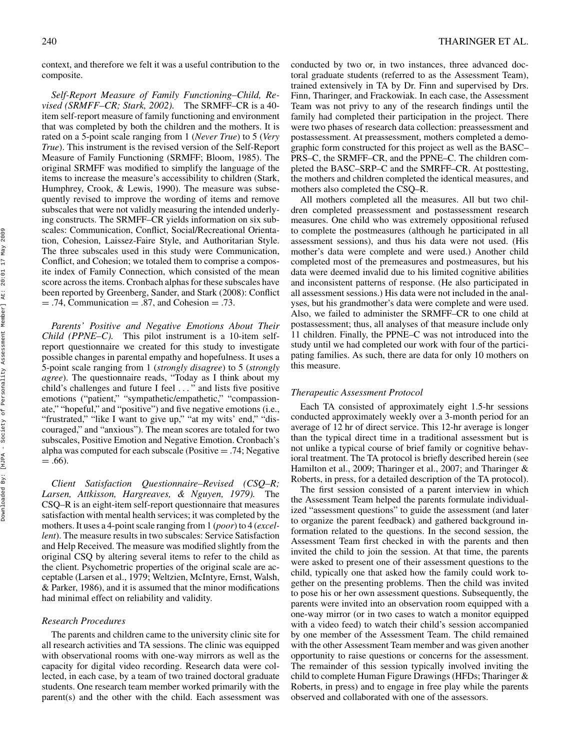context, and therefore we felt it was a useful contribution to the composite.

*Self-Report Measure of Family Functioning–Child, Revised (SRMFF–CR; Stark, 2002).* The SRMFF–CR is a 40-item self-report measure of family functioning and environment that was completed by both the children and the mothers. It is rated on a 5-point scale ranging from 1 (*Never True*) to 5 (*Very True*). This instrument is the revised version of the Self-Report Measure of Family Functioning (SRMFF; Bloom, 1985). The original SRMFF was modified to simplify the language of the items to increase the measure's accessibility to children (Stark, Humphrey, Crook, & Lewis, 1990). The measure was subsequently revised to improve the wording of items and remove subscales that were not validly measuring the intended underlying constructs. The SRMFF–CR yields information on six subscales: Communication, Conflict, Social/Recreational Orientation, Cohesion, Laissez-Faire Style, and Authoritarian Style. The three subscales used in this study were Communication, Conflict, and Cohesion; we totaled them to comprise a composite index of Family Connection, which consisted of the mean score across the items. Cronbach alphas for these subscales have been reported by Greenberg, Sander, and Stark (2008): Conflict = .74, Communication = .87, and Cohesion = .73.

*Parents' Positive and Negative Emotions About Their Child (PPNE–C).* This pilot instrument is a 10-item self-report questionnaire we created for this study to investigate possible changes in parental empathy and hopefulness. It uses a 5-point scale ranging from 1 (*strongly disagree*) to 5 (*strongly agree*). The questionnaire reads, "Today as I think about my child's challenges and future I feel . . . " and lists five positive emotions ("patient," "sympathetic/empathetic," "compassionate," "hopeful," and "positive") and five negative emotions (i.e., "frustrated," "like I want to give up," "at my wits' end," "discouraged," and "anxious"). The mean scores are totaled for two subscales, Positive Emotion and Negative Emotion. Cronbach's alpha was computed for each subscale (Positive = .74; Negative = .66).

*Client Satisfaction Questionnaire–Revised (CSQ–R; Larsen, Attkisson, Hargreaves, & Nguyen, 1979).* The CSQ–R is an eight-item self-report questionnaire that measures satisfaction with mental health services; it was completed by the mothers. It uses a 4-point scale ranging from 1 (*poor*) to 4 (*excellent*). The measure results in two subscales: Service Satisfaction and Help Received. The measure was modified slightly from the original CSQ by altering several items to refer to the child as the client. Psychometric properties of the original scale are acceptable (Larsen et al., 1979; Weltzien, McIntyre, Ernst, Walsh, & Parker, 1986), and it is assumed that the minor modifications had minimal effect on reliability and validity.

### Research Procedures

The parents and children came to the university clinic site for all research activities and TA sessions. The clinic was equipped with observational rooms with one-way mirrors as well as the capacity for digital video recording. Research data were collected, in each case, by a team of two trained doctoral graduate students. One research team member worked primarily with the parent(s) and the other with the child. Each assessment was conducted by two or, in two instances, three advanced doctoral graduate students (referred to as the Assessment Team), trained extensively in TA by Dr. Finn and supervised by Drs. Finn, Tharinger, and Frackowiak. In each case, the Assessment Team was not privy to any of the research findings until the family had completed their participation in the project. There were two phases of research data collection: preassessment and postassessment. At preassessment, mothers completed a demographic form constructed for this project as well as the BASC–PRS–C, the SRMFF–CR, and the PPNE–C. The children completed the BASC–SRP–C and the SMRFF–CR. At posttesting, the mothers and children completed the identical measures, and mothers also completed the CSQ–R.

All mothers completed all the measures. All but two children completed preassessment and postassessment research measures. One child who was extremely oppositional refused to complete the postmeasures (although he participated in all assessment sessions), and thus his data were not used. (His mother's data were complete and were used.) Another child completed most of the premeasures and postmeasures, but his data were deemed invalid due to his limited cognitive abilities and inconsistent patterns of response. (He also participated in all assessment sessions.) His data were not included in the analyses, but his grandmother's data were complete and were used. Also, we failed to administer the SRMFF–CR to one child at postassessment; thus, all analyses of that measure include only 11 children. Finally, the PPNE–C was not introduced into the study until we had completed our work with four of the participating families. As such, there are data for only 10 mothers on this measure.

### Therapeutic Assessment Protocol

Each TA consisted of approximately eight 1.5-hr sessions conducted approximately weekly over a 3-month period for an average of 12 hr of direct service. This 12-hr average is longer than the typical direct time in a traditional assessment but is not unlike a typical course of brief family or cognitive behavioral treatment. The TA protocol is briefly described herein (see Hamilton et al., 2009; Tharinger et al., 2007; and Tharinger & Roberts, in press, for a detailed description of the TA protocol).

The first session consisted of a parent interview in which the Assessment Team helped the parents formulate individualized "assessment questions" to guide the assessment (and later to organize the parent feedback) and gathered background information related to the questions. In the second session, the Assessment Team first checked in with the parents and then invited the child to join the session. At that time, the parents were asked to present one of their assessment questions to the child, typically one that asked how the family could work together on the presenting problems. Then the child was invited to pose his or her own assessment questions. Subsequently, the parents were invited into an observation room equipped with a one-way mirror (or in two cases to watch a monitor equipped with a video feed) to watch their child's session accompanied by one member of the Assessment Team. The child remained with the other Assessment Team member and was given another opportunity to raise questions or concerns for the assessment. The remainder of this session typically involved inviting the child to complete Human Figure Drawings (HFDs; Tharinger & Roberts, in press) and to engage in free play while the parents observed and collaborated with one of the assessors.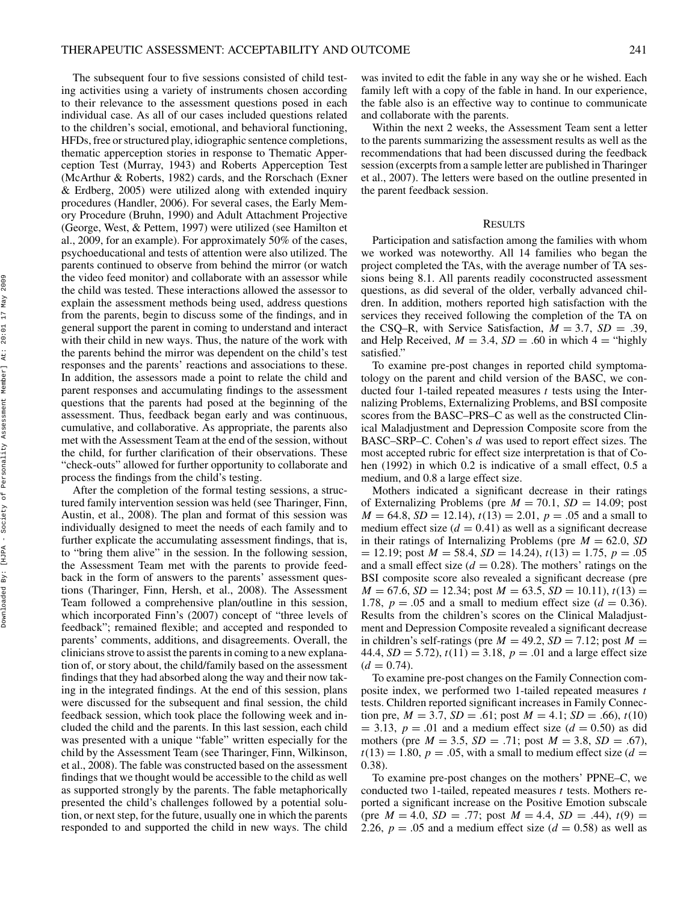The subsequent four to five sessions consisted of child testing activities using a variety of instruments chosen according to their relevance to the assessment questions posed in each individual case. As all of our cases included questions related to the children's social, emotional, and behavioral functioning, HFDs, free or structured play, idiographic sentence completions, thematic apperception stories in response to Thematic Apperception Test (Murray, 1943) and Roberts Apperception Test (McArthur & Roberts, 1982) cards, and the Rorschach (Exner & Erdberg, 2005) were utilized along with extended inquiry procedures (Handler, 2006). For several cases, the Early Memory Procedure (Bruhn, 1990) and Adult Attachment Projective (George, West, & Pettem, 1997) were utilized (see Hamilton et al., 2009, for an example). For approximately 50% of the cases, psychoeducational and tests of attention were also utilized. The parents continued to observe from behind the mirror (or watch the video feed monitor) and collaborate with an assessor while the child was tested. These interactions allowed the assessor to explain the assessment methods being used, address questions from the parents, begin to discuss some of the findings, and in general support the parent in coming to understand and interact with their child in new ways. Thus, the nature of the work with the parents behind the mirror was dependent on the child's test responses and the parents' reactions and associations to these. In addition, the assessors made a point to relate the child and parent responses and accumulating findings to the assessment questions that the parents had posed at the beginning of the assessment. Thus, feedback began early and was continuous, cumulative, and collaborative. As appropriate, the parents also met with the Assessment Team at the end of the session, without the child, for further clarification of their observations. These "check-outs" allowed for further opportunity to collaborate and process the findings from the child's testing.

After the completion of the formal testing sessions, a structured family intervention session was held (see Tharinger, Finn, Austin, et al., 2008). The plan and format of this session was individually designed to meet the needs of each family and to further explicate the accumulating assessment findings, that is, to "bring them alive" in the session. In the following session, the Assessment Team met with the parents to provide feedback in the form of answers to the parents' assessment questions (Tharinger, Finn, Hersh, et al., 2008). The Assessment Team followed a comprehensive plan/outline in this session, which incorporated Finn's (2007) concept of "three levels of feedback"; remained flexible; and accepted and responded to parents' comments, additions, and disagreements. Overall, the clinicians strove to assist the parents in coming to a new explanation of, or story about, the child/family based on the assessment findings that they had absorbed along the way and their now taking in the integrated findings. At the end of this session, plans were discussed for the subsequent and final session, the child feedback session, which took place the following week and included the child and the parents. In this last session, each child was presented with a unique "fable" written especially for the child by the Assessment Team (see Tharinger, Finn, Wilkinson, et al., 2008). The fable was constructed based on the assessment findings that we thought would be accessible to the child as well as supported strongly by the parents. The fable metaphorically presented the child's challenges followed by a potential solution, or next step, for the future, usually one in which the parents responded to and supported the child in new ways. The child was invited to edit the fable in any way she or he wished. Each family left with a copy of the fable in hand. In our experience, the fable also is an effective way to continue to communicate and collaborate with the parents.

Within the next 2 weeks, the Assessment Team sent a letter to the parents summarizing the assessment results as well as the recommendations that had been discussed during the feedback session (excerpts from a sample letter are published in Tharinger et al., 2007). The letters were based on the outline presented in the parent feedback session.

## Results

Participation and satisfaction among the families with whom we worked was noteworthy. All 14 families who began the project completed the TAs, with the average number of TA sessions being 8.1. All parents readily coconstructed assessment questions, as did several of the older, verbally advanced children. In addition, mothers reported high satisfaction with the services they received following the completion of the TA on the CSQ–R, with Service Satisfaction, $M = 3.7$, $SD = .39$, and Help Received, $M = 3.4$, $SD = .60$ in which 4 = "highly satisfied."

To examine pre-post changes in reported child symptomatology on the parent and child version of the BASC, we conducted four 1-tailed repeated measures *t* tests using the Internalizing Problems, Externalizing Problems, and BSI composite scores from the BASC–PRS–C as well as the constructed Clinical Maladjustment and Depression Composite score from the BASC–SRP–C. Cohen's *d* was used to report effect sizes. The most accepted rubric for effect size interpretation is that of Cohen (1992) in which 0.2 is indicative of a small effect, 0.5 a medium, and 0.8 a large effect size.

Mothers indicated a significant decrease in their ratings of Externalizing Problems (pre $M = 70.1$, $SD = 14.09$; post $M = 64.8$, $SD = 12.14$), $t(13) = 2.01$, $p = .05$ and a small to medium effect size ($d = 0.41$) as well as a significant decrease in their ratings of Internalizing Problems (pre $M = 62.0$, $SD = 12.19$; post $M = 58.4$, $SD = 14.24$), $t(13) = 1.75$, $p = .05$ and a small effect size ($d = 0.28$). The mothers' ratings on the BSI composite score also revealed a significant decrease (pre $M = 67.6$, $SD = 12.34$; post $M = 63.5$, $SD = 10.11$), $t(13) = 1.78$, $p = .05$ and a small to medium effect size ($d = 0.36$). Results from the children's scores on the Clinical Maladjustment and Depression Composite revealed a significant decrease in children's self-ratings (pre $M = 49.2$, $SD = 7.12$; post $M = 44.4$, $SD = 5.72$), $t(11) = 3.18$, $p = .01$ and a large effect size ($d = 0.74$).

To examine pre-post changes on the Family Connection composite index, we performed two 1-tailed repeated measures *t* tests. Children reported significant increases in Family Connection pre, $M = 3.7$, $SD = .61$; post $M = 4.1$; $SD = .66$), $t(10) = 3.13$, $p = .01$ and a medium effect size ($d = 0.50$) as did mothers (pre $M = 3.5$, $SD = .71$; post $M = 3.8$, $SD = .67$), $t(13) = 1.80$, $p = .05$, with a small to medium effect size ($d = 0.38$).

To examine pre-post changes on the mothers' PPNE–C, we conducted two 1-tailed, repeated measures *t* tests. Mothers reported a significant increase on the Positive Emotion subscale (pre $M = 4.0$, $SD = .77$; post $M = 4.4$, $SD = .44$), $t(9) = 2.26$, $p = .05$ and a medium effect size ($d = 0.58$) as well as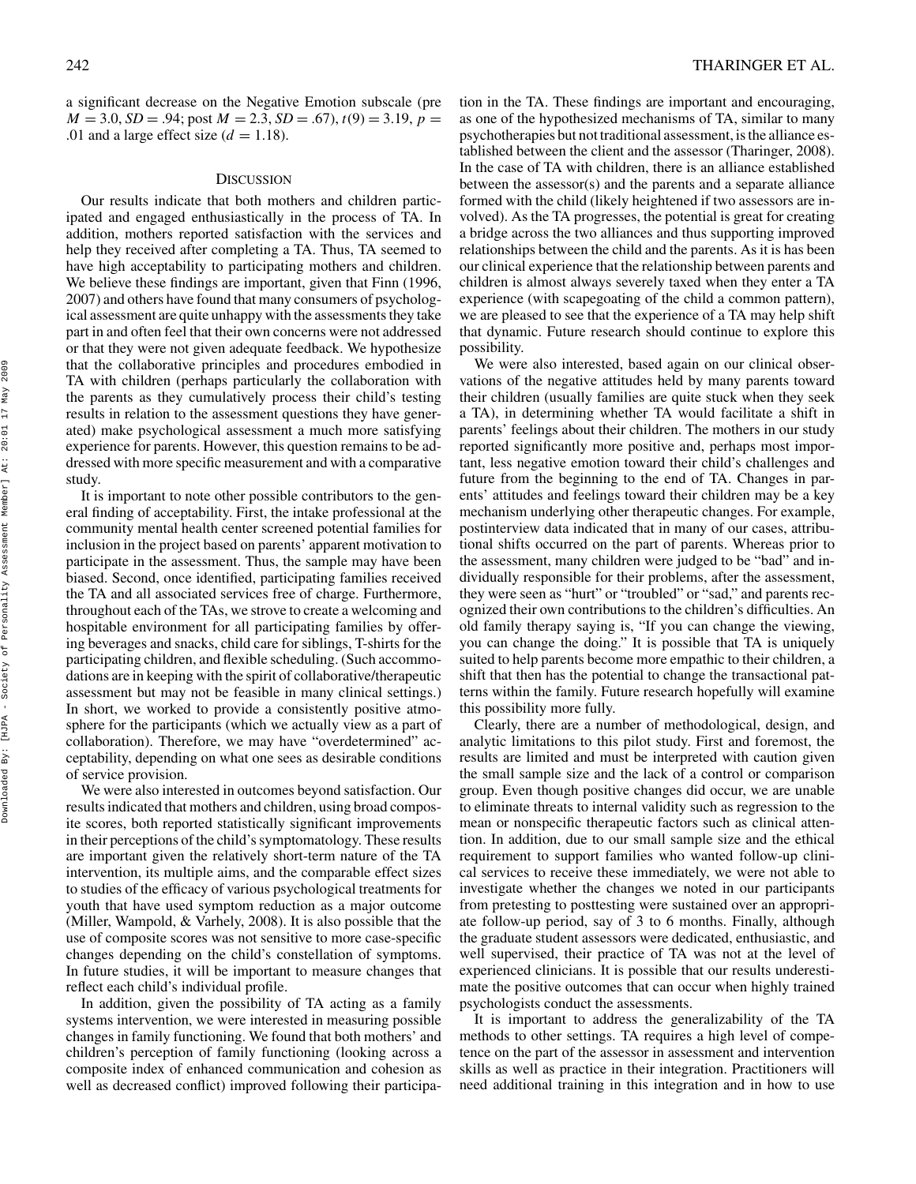a significant decrease on the Negative Emotion subscale (pre $M = 3.0$, $SD = .94$; post $M = 2.3$, $SD = .67$), $t(9) = 3.19$, $p = .01$ and a large effect size ($d = 1.18$).

## Discussion

Our results indicate that both mothers and children participated and engaged enthusiastically in the process of TA. In addition, mothers reported satisfaction with the services and help they received after completing a TA. Thus, TA seemed to have high acceptability to participating mothers and children. We believe these findings are important, given that Finn (1996, 2007) and others have found that many consumers of psychological assessment are quite unhappy with the assessments they take part in and often feel that their own concerns were not addressed or that they were not given adequate feedback. We hypothesize that the collaborative principles and procedures embodied in TA with children (perhaps particularly the collaboration with the parents as they cumulatively process their child's testing results in relation to the assessment questions they have generated) make psychological assessment a much more satisfying experience for parents. However, this question remains to be addressed with more specific measurement and with a comparative study.

It is important to note other possible contributors to the general finding of acceptability. First, the intake professional at the community mental health center screened potential families for inclusion in the project based on parents' apparent motivation to participate in the assessment. Thus, the sample may have been biased. Second, once identified, participating families received the TA and all associated services free of charge. Furthermore, throughout each of the TAs, we strove to create a welcoming and hospitable environment for all participating families by offering beverages and snacks, child care for siblings, T-shirts for the participating children, and flexible scheduling. (Such accommodations are in keeping with the spirit of collaborative/therapeutic assessment but may not be feasible in many clinical settings.) In short, we worked to provide a consistently positive atmosphere for the participants (which we actually view as a part of collaboration). Therefore, we may have "overdetermined" acceptability, depending on what one sees as desirable conditions of service provision.

We were also interested in outcomes beyond satisfaction. Our results indicated that mothers and children, using broad composite scores, both reported statistically significant improvements in their perceptions of the child's symptomatology. These results are important given the relatively short-term nature of the TA intervention, its multiple aims, and the comparable effect sizes to studies of the efficacy of various psychological treatments for youth that have used symptom reduction as a major outcome (Miller, Wampold, & Varhely, 2008). It is also possible that the use of composite scores was not sensitive to more case-specific changes depending on the child's constellation of symptoms. In future studies, it will be important to measure changes that reflect each child's individual profile.

In addition, given the possibility of TA acting as a family systems intervention, we were interested in measuring possible changes in family functioning. We found that both mothers' and children's perception of family functioning (looking across a composite index of enhanced communication and cohesion as well as decreased conflict) improved following their participation in the TA. These findings are important and encouraging, as one of the hypothesized mechanisms of TA, similar to many psychotherapies but not traditional assessment, is the alliance established between the client and the assessor (Tharinger, 2008). In the case of TA with children, there is an alliance established between the assessor(s) and the parents and a separate alliance formed with the child (likely heightened if two assessors are involved). As the TA progresses, the potential is great for creating a bridge across the two alliances and thus supporting improved relationships between the child and the parents. As it is has been our clinical experience that the relationship between parents and children is almost always severely taxed when they enter a TA experience (with scapegoating of the child a common pattern), we are pleased to see that the experience of a TA may help shift that dynamic. Future research should continue to explore this possibility.

We were also interested, based again on our clinical observations of the negative attitudes held by many parents toward their children (usually families are quite stuck when they seek a TA), in determining whether TA would facilitate a shift in parents' feelings about their children. The mothers in our study reported significantly more positive and, perhaps most important, less negative emotion toward their child's challenges and future from the beginning to the end of TA. Changes in parents' attitudes and feelings toward their children may be a key mechanism underlying other therapeutic changes. For example, postinterview data indicated that in many of our cases, attributional shifts occurred on the part of parents. Whereas prior to the assessment, many children were judged to be "bad" and individually responsible for their problems, after the assessment, they were seen as "hurt" or "troubled" or "sad," and parents recognized their own contributions to the children's difficulties. An old family therapy saying is, "If you can change the viewing, you can change the doing." It is possible that TA is uniquely suited to help parents become more empathic to their children, a shift that then has the potential to change the transactional patterns within the family. Future research hopefully will examine this possibility more fully.

Clearly, there are a number of methodological, design, and analytic limitations to this pilot study. First and foremost, the results are limited and must be interpreted with caution given the small sample size and the lack of a control or comparison group. Even though positive changes did occur, we are unable to eliminate threats to internal validity such as regression to the mean or nonspecific therapeutic factors such as clinical attention. In addition, due to our small sample size and the ethical requirement to support families who wanted follow-up clinical services to receive these immediately, we were not able to investigate whether the changes we noted in our participants from pretesting to posttesting were sustained over an appropriate follow-up period, say of 3 to 6 months. Finally, although the graduate student assessors were dedicated, enthusiastic, and well supervised, their practice of TA was not at the level of experienced clinicians. It is possible that our results underestimate the positive outcomes that can occur when highly trained psychologists conduct the assessments.

It is important to address the generalizability of the TA methods to other settings. TA requires a high level of competence on the part of the assessor in assessment and intervention skills as well as practice in their integration. Practitioners will need additional training in this integration and in how to use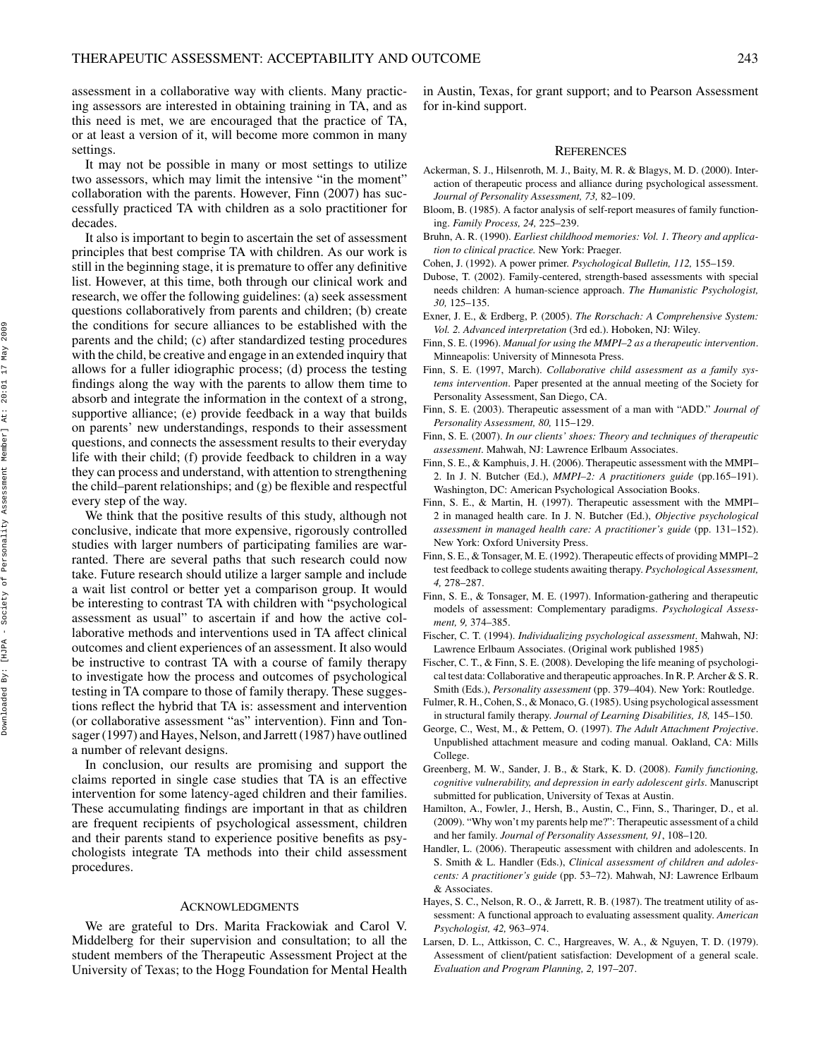assessment in a collaborative way with clients. Many practicing assessors are interested in obtaining training in TA, and as this need is met, we are encouraged that the practice of TA, or at least a version of it, will become more common in many settings.

It may not be possible in many or most settings to utilize two assessors, which may limit the intensive "in the moment" collaboration with the parents. However, Finn (2007) has successfully practiced TA with children as a solo practitioner for decades.

It also is important to begin to ascertain the set of assessment principles that best comprise TA with children. As our work is still in the beginning stage, it is premature to offer any definitive list. However, at this time, both through our clinical work and research, we offer the following guidelines: (a) seek assessment questions collaboratively from parents and children; (b) create the conditions for secure alliances to be established with the parents and the child; (c) after standardized testing procedures with the child, be creative and engage in an extended inquiry that allows for a fuller idiographic process; (d) process the testing findings along the way with the parents to allow them time to absorb and integrate the information in the context of a strong, supportive alliance; (e) provide feedback in a way that builds on parents' new understandings, responds to their assessment questions, and connects the assessment results to their everyday life with their child; (f) provide feedback to children in a way they can process and understand, with attention to strengthening the child–parent relationships; and (g) be flexible and respectful every step of the way.

We think that the positive results of this study, although not conclusive, indicate that more expensive, rigorously controlled studies with larger numbers of participating families are warranted. There are several paths that such research could now take. Future research should utilize a larger sample and include a wait list control or better yet a comparison group. It would be interesting to contrast TA with children with "psychological assessment as usual" to ascertain if and how the active collaborative methods and interventions used in TA affect clinical outcomes and client experiences of an assessment. It also would be instructive to contrast TA with a course of family therapy to investigate how the process and outcomes of psychological testing in TA compare to those of family therapy. These suggestions reflect the hybrid that TA is: assessment and intervention (or collaborative assessment "as" intervention). Finn and Tonsager (1997) and Hayes, Nelson, and Jarrett (1987) have outlined a number of relevant designs.

In conclusion, our results are promising and support the claims reported in single case studies that TA is an effective intervention for some latency-aged children and their families. These accumulating findings are important in that as children are frequent recipients of psychological assessment, children and their parents stand to experience positive benefits as psychologists integrate TA methods into their child assessment procedures.

## Acknowledgments

We are grateful to Drs. Marita Frackowiak and Carol V. Middelberg for their supervision and consultation; to all the student members of the Therapeutic Assessment Project at the University of Texas; to the Hogg Foundation for Mental Health in Austin, Texas, for grant support; and to Pearson Assessment for in-kind support.

## References

Ackerman, S. J., Hilsenroth, M. J., Baity, M. R. & Blagys, M. D. (2000). Interaction of therapeutic process and alliance during psychological assessment. *Journal of Personality Assessment, 73,* 82–109.

Bloom, B. (1985). A factor analysis of self-report measures of family functioning. *Family Process, 24,* 225–239.

Bruhn, A. R. (1990). *Earliest childhood memories: Vol. 1. Theory and application to clinical practice.* New York: Praeger.

Cohen, J. (1992). A power primer. *Psychological Bulletin, 112,* 155–159.

Dubose, T. (2002). Family-centered, strength-based assessments with special needs children: A human-science approach. *The Humanistic Psychologist, 30,* 125–135.

Exner, J. E., & Erdberg, P. (2005). *The Rorschach: A Comprehensive System: Vol. 2. Advanced interpretation* (3rd ed.). Hoboken, NJ: Wiley.

Finn, S. E. (1996). *Manual for using the MMPI–2 as a therapeutic intervention*. Minneapolis: University of Minnesota Press.

Finn, S. E. (1997, March). *Collaborative child assessment as a family systems intervention*. Paper presented at the annual meeting of the Society for Personality Assessment, San Diego, CA.

Finn, S. E. (2003). Therapeutic assessment of a man with "ADD." *Journal of Personality Assessment, 80,* 115–129.

Finn, S. E. (2007). *In our clients' shoes: Theory and techniques of therapeutic assessment*. Mahwah, NJ: Lawrence Erlbaum Associates.

Finn, S. E., & Kamphuis, J. H. (2006). Therapeutic assessment with the MMPI–2. In J. N. Butcher (Ed.), *MMPI–2: A practitioners guide* (pp.165–191). Washington, DC: American Psychological Association Books.

Finn, S. E., & Martin, H. (1997). Therapeutic assessment with the MMPI–2 in managed health care. In J. N. Butcher (Ed.), *Objective psychological assessment in managed health care: A practitioner's guide* (pp. 131–152). New York: Oxford University Press.

Finn, S. E., & Tonsager, M. E. (1992). Therapeutic effects of providing MMPI–2 test feedback to college students awaiting therapy. *Psychological Assessment, 4,* 278–287.

Finn, S. E., & Tonsager, M. E. (1997). Information-gathering and therapeutic models of assessment: Complementary paradigms. *Psychological Assessment, 9,* 374–385.

Fischer, C. T. (1994). *Individualizing psychological assessment*. Mahwah, NJ: Lawrence Erlbaum Associates. (Original work published 1985)

Fischer, C. T., & Finn, S. E. (2008). Developing the life meaning of psychological test data: Collaborative and therapeutic approaches. In R. P. Archer & S. R. Smith (Eds.), *Personality assessment* (pp. 379–404). New York: Routledge.

Fulmer, R. H., Cohen, S., & Monaco, G. (1985). Using psychological assessment in structural family therapy. *Journal of Learning Disabilities, 18,* 145–150.

George, C., West, M., & Pettem, O. (1997). *The Adult Attachment Projective*. Unpublished attachment measure and coding manual. Oakland, CA: Mills College.

Greenberg, M. W., Sander, J. B., & Stark, K. D. (2008). *Family functioning, cognitive vulnerability, and depression in early adolescent girls*. Manuscript submitted for publication, University of Texas at Austin.

Hamilton, A., Fowler, J., Hersh, B., Austin, C., Finn, S., Tharinger, D., et al. (2009). "Why won't my parents help me?": Therapeutic assessment of a child and her family. *Journal of Personality Assessment, 91,* 108–120.

Handler, L. (2006). Therapeutic assessment with children and adolescents. In S. Smith & L. Handler (Eds.), *Clinical assessment of children and adolescents: A practitioner's guide* (pp. 53–72). Mahwah, NJ: Lawrence Erlbaum & Associates.

Hayes, S. C., Nelson, R. O., & Jarrett, R. B. (1987). The treatment utility of assessment: A functional approach to evaluating assessment quality. *American Psychologist, 42,* 963–974.

Larsen, D. L., Attkisson, C. C., Hargreaves, W. A., & Nguyen, T. D. (1979). Assessment of client/patient satisfaction: Development of a general scale. *Evaluation and Program Planning, 2,* 197–207.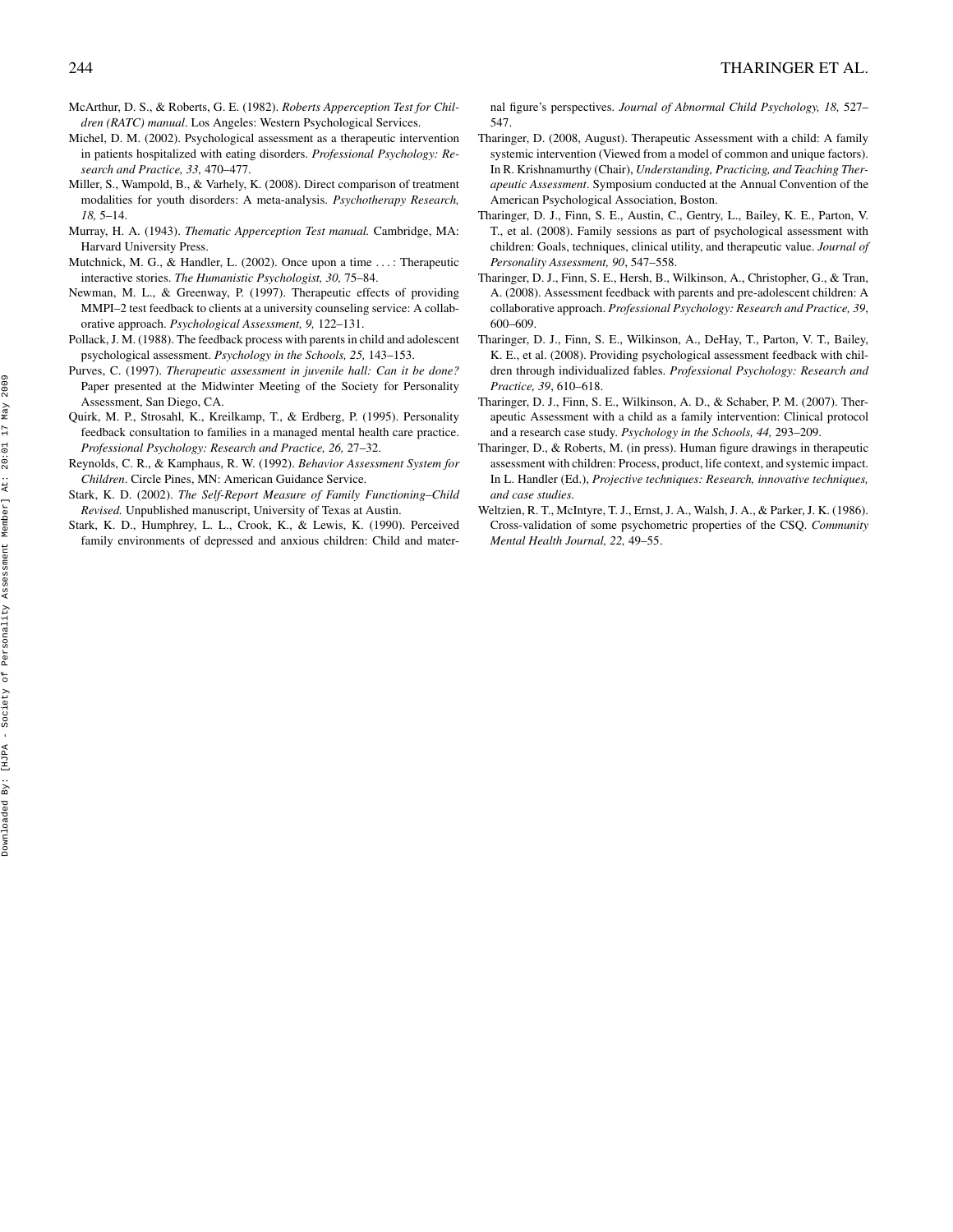McArthur, D. S., & Roberts, G. E. (1982). *Roberts Apperception Test for Children (RATC) manual*. Los Angeles: Western Psychological Services.

Michel, D. M. (2002). Psychological assessment as a therapeutic intervention in patients hospitalized with eating disorders. *Professional Psychology: Research and Practice, 33,* 470–477.

Miller, S., Wampold, B., & Varhely, K. (2008). Direct comparison of treatment modalities for youth disorders: A meta-analysis. *Psychotherapy Research, 18,* 5–14.

Murray, H. A. (1943). *Thematic Apperception Test manual.* Cambridge, MA: Harvard University Press.

Mutchnick, M. G., & Handler, L. (2002). Once upon a time . . . : Therapeutic interactive stories. *The Humanistic Psychologist, 30,* 75–84.

Newman, M. L., & Greenway, P. (1997). Therapeutic effects of providing MMPI–2 test feedback to clients at a university counseling service: A collaborative approach. *Psychological Assessment, 9,* 122–131.

Pollack, J. M. (1988). The feedback process with parents in child and adolescent psychological assessment. *Psychology in the Schools, 25,* 143–153.

Purves, C. (1997). *Therapeutic assessment in juvenile hall: Can it be done?* Paper presented at the Midwinter Meeting of the Society for Personality Assessment, San Diego, CA.

Quirk, M. P., Strosahl, K., Kreilkamp, T., & Erdberg, P. (1995). Personality feedback consultation to families in a managed mental health care practice. *Professional Psychology: Research and Practice, 26,* 27–32.

Reynolds, C. R., & Kamphaus, R. W. (1992). *Behavior Assessment System for Children*. Circle Pines, MN: American Guidance Service.

Stark, K. D. (2002). *The Self-Report Measure of Family Functioning–Child Revised.* Unpublished manuscript, University of Texas at Austin.

Stark, K. D., Humphrey, L. L., Crook, K., & Lewis, K. (1990). Perceived family environments of depressed and anxious children: Child and maternal figure's perspectives. *Journal of Abnormal Child Psychology, 18,* 527–547.

Tharinger, D. (2008, August). Therapeutic Assessment with a child: A family systemic intervention (Viewed from a model of common and unique factors). In R. Krishnamurthy (Chair), *Understanding, Practicing, and Teaching Therapeutic Assessment*. Symposium conducted at the Annual Convention of the American Psychological Association, Boston.

Tharinger, D. J., Finn, S. E., Austin, C., Gentry, L., Bailey, K. E., Parton, V. T., et al. (2008). Family sessions as part of psychological assessment with children: Goals, techniques, clinical utility, and therapeutic value. *Journal of Personality Assessment, 90*, 547–558.

Tharinger, D. J., Finn, S. E., Hersh, B., Wilkinson, A., Christopher, G., & Tran, A. (2008). Assessment feedback with parents and pre-adolescent children: A collaborative approach. *Professional Psychology: Research and Practice, 39*, 600–609.

Tharinger, D. J., Finn, S. E., Wilkinson, A., DeHay, T., Parton, V. T., Bailey, K. E., et al. (2008). Providing psychological assessment feedback with children through individualized fables. *Professional Psychology: Research and Practice, 39*, 610–618.

Tharinger, D. J., Finn, S. E., Wilkinson, A. D., & Schaber, P. M. (2007). Therapeutic Assessment with a child as a family intervention: Clinical protocol and a research case study. *Psychology in the Schools, 44,* 293–209.

Tharinger, D., & Roberts, M. (in press). Human figure drawings in therapeutic assessment with children: Process, product, life context, and systemic impact. In L. Handler (Ed.), *Projective techniques: Research, innovative techniques, and case studies.*

Weltzien, R. T., McIntyre, T. J., Ernst, J. A., Walsh, J. A., & Parker, J. K. (1986). Cross-validation of some psychometric properties of the CSQ. *Community Mental Health Journal, 22,* 49–55.